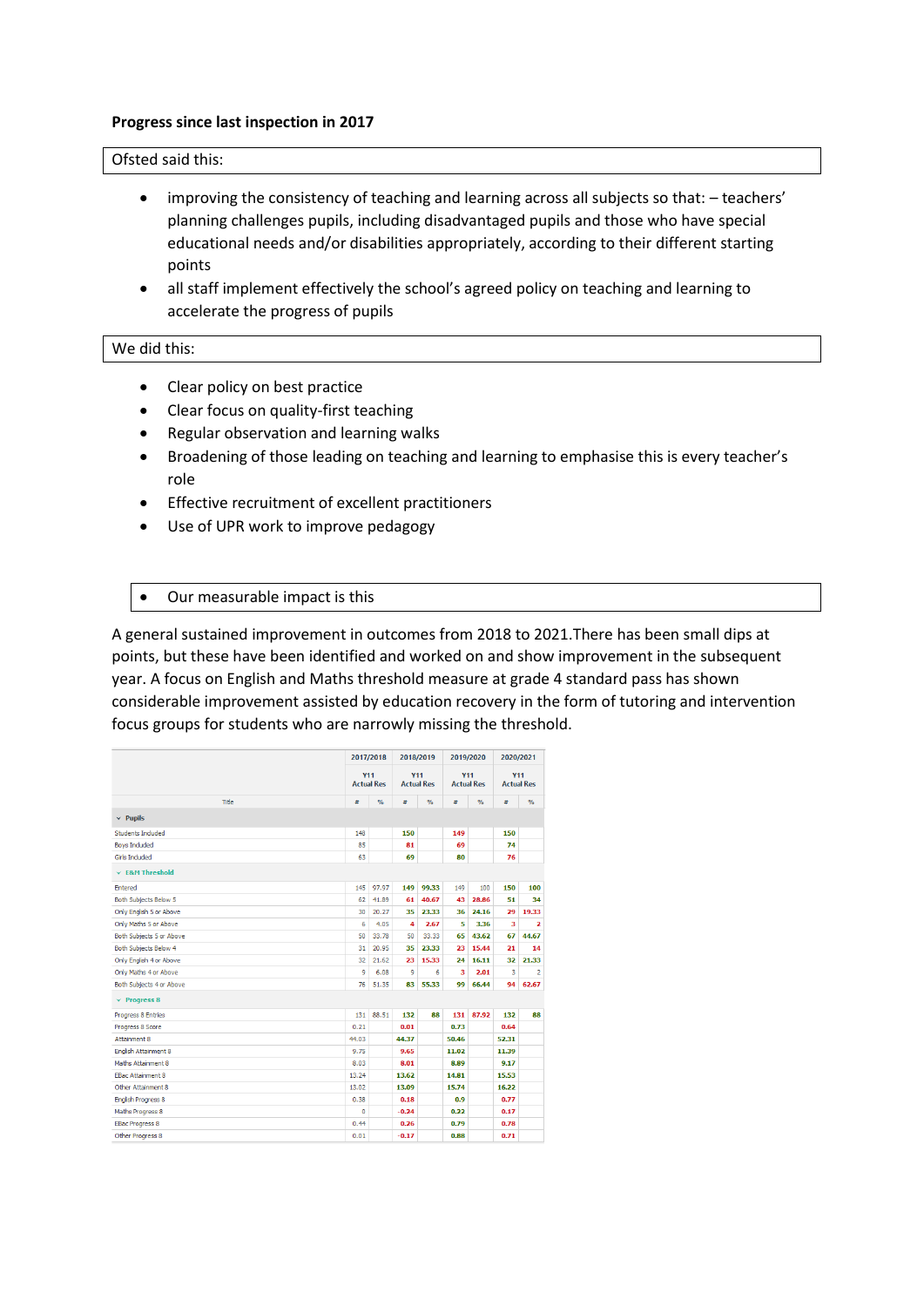**Progress since last inspection in 2017**

Ofsted said this:

- improving the consistency of teaching and learning across all subjects so that: – teachers' planning challenges pupils, including disadvantaged pupils and those who have special educational needs and/or disabilities appropriately, according to their different starting points
- all staff implement effectively the school's agreed policy on teaching and learning to accelerate the progress of pupils

We did this:

- Clear policy on best practice
- Clear focus on quality-first teaching
- Regular observation and learning walks
- Broadening of those leading on teaching and learning to emphasise this is every teacher's role
- Effective recruitment of excellent practitioners
- Use of UPR work to improve pedagogy

- Our measurable impact is this

A general sustained improvement in outcomes from 2018 to 2021.There has been small dips at points, but these have been identified and worked on and show improvement in the subsequent year. A focus on English and Maths threshold measure at grade 4 standard pass has shown considerable improvement assisted by education recovery in the form of tutoring and intervention focus groups for students who are narrowly missing the threshold.

| | 2017/2018 | | 2018/2019 | | 2019/2020 | | 2020/2021 | |
|---|---|---|---|---|---|---|---|---|
| | Y11 Actual Res | | Y11 Actual Res | | Y11 Actual Res | | Y11 Actual Res | |
| Title | # | % | # | % | # | % | # | % |
| **Pupils** | | | | | | | | |
| Students Included | 148 | | 150 | | 149 | | 150 | |
| Boys Included | 85 | | 81 | | 69 | | 74 | |
| Girls Included | 63 | | 69 | | 80 | | 76 | |
| **E&M Threshold** | | | | | | | | |
| Entered | 145 | 97.97 | 149 | 99.33 | 149 | 100 | 150 | 100 |
| Both Subjects Below 5 | 62 | 41.89 | 61 | 40.67 | 43 | 28.86 | 51 | 34 |
| Only English 5 or Above | 30 | 20.27 | 35 | 23.33 | 36 | 24.16 | 29 | 19.33 |
| Only Maths 5 or Above | 6 | 4.05 | 4 | 2.67 | 5 | 3.36 | 3 | 2 |
| Both Subjects 5 or Above | 50 | 33.78 | 50 | 33.33 | 65 | 43.62 | 67 | 44.67 |
| Both Subjects Below 4 | 31 | 20.95 | 35 | 23.33 | 23 | 15.44 | 21 | 14 |
| Only English 4 or Above | 32 | 21.62 | 23 | 15.33 | 24 | 16.11 | 32 | 21.33 |
| Only Maths 4 or Above | 9 | 6.08 | 9 | 6 | 3 | 2.01 | 3 | 2 |
| Both Subjects 4 or Above | 76 | 51.35 | 83 | 55.33 | 99 | 66.44 | 94 | 62.67 |
| **Progress 8** | | | | | | | | |
| Progress 8 Entries | 131 | 88.51 | 132 | 88 | 131 | 87.92 | 132 | 88 |
| Progress 8 Score | 0.21 | | 0.01 | | 0.73 | | 0.64 | |
| Attainment 8 | 44.03 | | 44.37 | | 50.46 | | 52.31 | |
| English Attainment 8 | 9.75 | | 9.65 | | 11.02 | | 11.39 | |
| Maths Attainment 8 | 8.03 | | 8.01 | | 8.89 | | 9.17 | |
| EBac Attainment 8 | 13.24 | | 13.62 | | 14.81 | | 15.53 | |
| Other Attainment 8 | 13.02 | | 13.09 | | 15.74 | | 16.22 | |
| English Progress 8 | 0.38 | | 0.18 | | 0.9 | | 0.77 | |
| Maths Progress 8 | 0 | | -0.24 | | 0.22 | | 0.17 | |
| EBac Progress 8 | 0.44 | | 0.26 | | 0.79 | | 0.78 | |
| Other Progress 8 | 0.01 | | -0.17 | | 0.88 | | 0.71 | |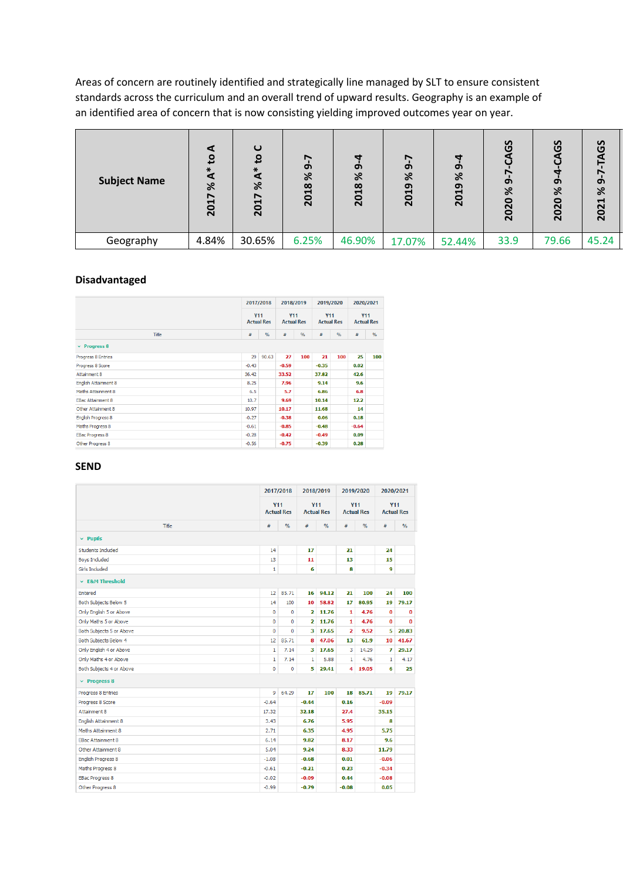Areas of concern are routinely identified and strategically line managed by SLT to ensure consistent standards across the curriculum and an overall trend of upward results. Geography is an example of an identified area of concern that is now consisting yielding improved outcomes year on year.

| Subject Name | 2017 % A* to A | 2017 % A* to C | 2018 % 9-7 | 2018 % 9-4 | 2019 % 9-7 | 2019 % 9-4 | 2020 % 9-7-CAGS | 2020 % 9-4-CAGS | 2021 % 9-7-TAGS |
|---|---|---|---|---|---|---|---|---|---|
| Geography | 4.84% | 30.65% | 6.25% | 46.90% | 17.07% | 52.44% | 33.9 | 79.66 | 45.24 |

## Disadvantaged

| Title | 2017/2018 Y11 Actual Res # | % | 2018/2019 Y11 Actual Res # | % | 2019/2020 Y11 Actual Res # | % | 2020/2021 Y11 Actual Res # | % |
|---|---|---|---|---|---|---|---|---|
| **Progress 8** | | | | | | | | |
| Progress 8 Entries | 29 | 90.63 | 27 | 100 | 21 | 100 | 25 | 100 |
| Progress 8 Score | -0.43 | | -0.59 | | -0.35 | | 0.02 | |
| Attainment 8 | 36.42 | | 33.52 | | 37.82 | | 42.6 | |
| English Attainment 8 | 8.25 | | 7.96 | | 9.14 | | 9.6 | |
| Maths Attainment 8 | 6.5 | | 5.7 | | 6.86 | | 6.8 | |
| EBac Attainment 8 | 10.7 | | 9.69 | | 10.14 | | 12.2 | |
| Other Attainment 8 | 10.97 | | 10.17 | | 11.68 | | 14 | |
| English Progress 8 | -0.27 | | -0.38 | | 0.06 | | 0.18 | |
| Maths Progress 8 | -0.61 | | -0.85 | | -0.48 | | -0.64 | |
| EBac Progress 8 | -0.28 | | -0.42 | | -0.49 | | 0.09 | |
| Other Progress 8 | -0.56 | | -0.75 | | -0.39 | | 0.28 | |

## SEND

| Title | 2017/2018 Y11 Actual Res # | % | 2018/2019 Y11 Actual Res # | % | 2019/2020 Y11 Actual Res # | % | 2020/2021 Y11 Actual Res # | % |
|---|---|---|---|---|---|---|---|---|
| **Pupils** | | | | | | | | |
| Students Included | 14 | | 17 | | 21 | | 24 | |
| Boys Included | 13 | | 11 | | 13 | | 15 | |
| Girls Included | 1 | | 6 | | 8 | | 9 | |
| **E&M Threshold** | | | | | | | | |
| Entered | 12 | 85.71 | 16 | 94.12 | 21 | 100 | 24 | 100 |
| Both Subjects Below 5 | 14 | 100 | 10 | 58.82 | 17 | 80.95 | 19 | 79.17 |
| Only English 5 or Above | 0 | 0 | 2 | 11.76 | 1 | 4.76 | 0 | 0 |
| Only Maths 5 or Above | 0 | 0 | 2 | 11.76 | 1 | 4.76 | 0 | 0 |
| Both Subjects 5 or Above | 0 | 0 | 3 | 17.65 | 2 | 9.52 | 5 | 20.83 |
| Both Subjects Below 4 | 12 | 85.71 | 8 | 47.06 | 13 | 61.9 | 10 | 41.67 |
| Only English 4 or Above | 1 | 7.14 | 3 | 17.65 | 3 | 14.29 | 7 | 29.17 |
| Only Maths 4 or Above | 1 | 7.14 | 1 | 5.88 | 1 | 4.76 | 1 | 4.17 |
| Both Subjects 4 or Above | 0 | 0 | 5 | 29.41 | 4 | 19.05 | 6 | 25 |
| **Progress 8** | | | | | | | | |
| Progress 8 Entries | 9 | 64.29 | 17 | 100 | 18 | 85.71 | 19 | 79.17 |
| Progress 8 Score | -0.64 | | -0.44 | | 0.16 | | -0.09 | |
| Attainment 8 | 17.32 | | 32.18 | | 27.4 | | 35.15 | |
| English Attainment 8 | 3.43 | | 6.76 | | 5.95 | | 8 | |
| Maths Attainment 8 | 2.71 | | 6.35 | | 4.95 | | 5.75 | |
| EBac Attainment 8 | 6.14 | | 9.82 | | 8.17 | | 9.6 | |
| Other Attainment 8 | 5.04 | | 9.24 | | 8.33 | | 11.79 | |
| English Progress 8 | -1.08 | | -0.68 | | 0.01 | | -0.06 | |
| Maths Progress 8 | -0.61 | | -0.21 | | 0.23 | | -0.34 | |
| EBac Progress 8 | -0.02 | | -0.09 | | 0.44 | | -0.08 | |
| Other Progress 8 | -0.99 | | -0.79 | | -0.08 | | 0.05 | |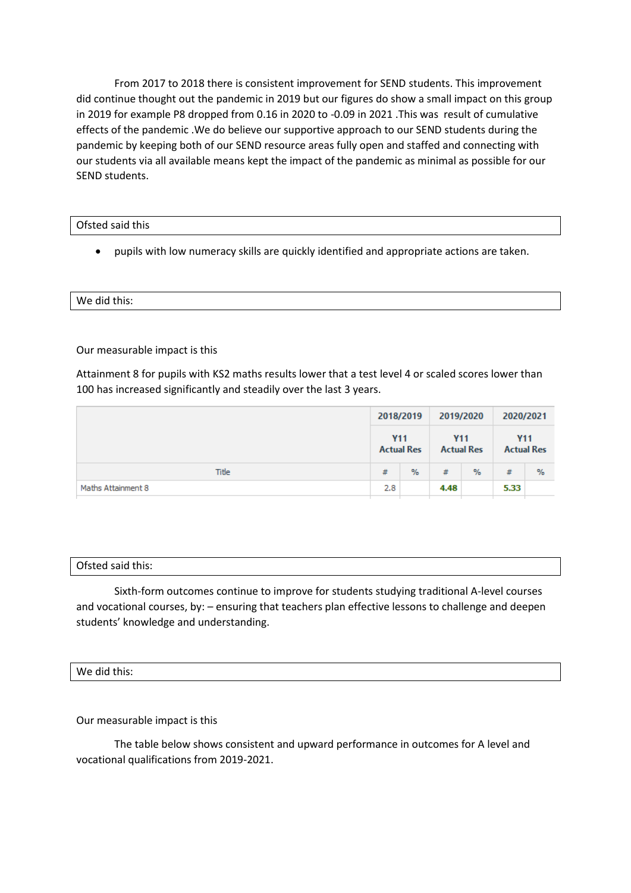From 2017 to 2018 there is consistent improvement for SEND students. This improvement did continue thought out the pandemic in 2019 but our figures do show a small impact on this group in 2019 for example P8 dropped from 0.16 in 2020 to -0.09 in 2021 .This was result of cumulative effects of the pandemic .We do believe our supportive approach to our SEND students during the pandemic by keeping both of our SEND resource areas fully open and staffed and connecting with our students via all available means kept the impact of the pandemic as minimal as possible for our SEND students.

| Ofsted said this |
|---|

- pupils with low numeracy skills are quickly identified and appropriate actions are taken.

| We did this: |
|---|

Our measurable impact is this

Attainment 8 for pupils with KS2 maths results lower that a test level 4 or scaled scores lower than 100 has increased significantly and steadily over the last 3 years.

| | 2018/2019 | | 2019/2020 | | 2020/2021 | |
|---|---|---|---|---|---|---|
| | Y11 Actual Res | | Y11 Actual Res | | Y11 Actual Res | |
| Title | # | % | # | % | # | % |
| Maths Attainment 8 | 2.8 | | **4.48** | | **5.33** | |

| Ofsted said this: |
|---|

Sixth-form outcomes continue to improve for students studying traditional A-level courses and vocational courses, by: – ensuring that teachers plan effective lessons to challenge and deepen students' knowledge and understanding.

| We did this: |
|---|

Our measurable impact is this

The table below shows consistent and upward performance in outcomes for A level and vocational qualifications from 2019-2021.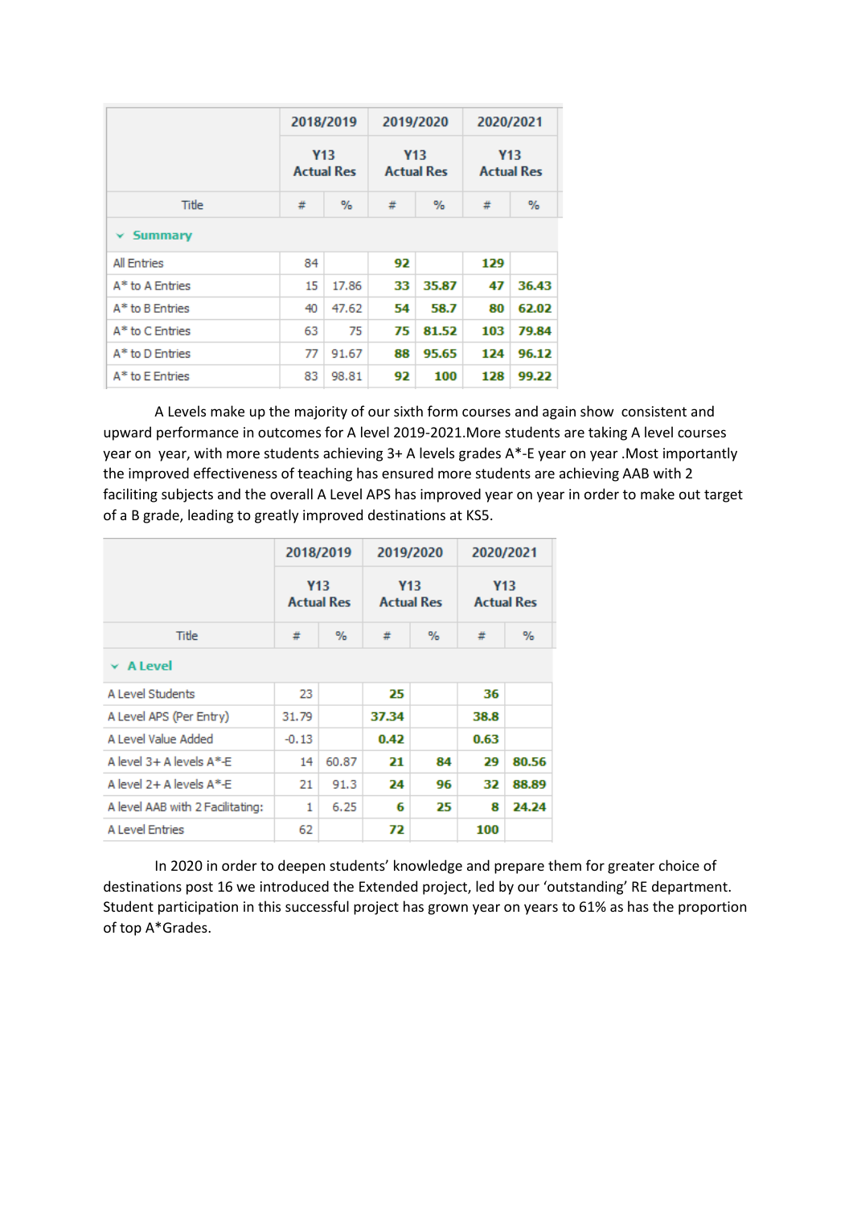| | 2018/2019 | | 2019/2020 | | 2020/2021 | |
|---|---|---|---|---|---|---|
| | Y13 Actual Res | | Y13 Actual Res | | Y13 Actual Res | |
| Title | # | % | # | % | # | % |
| **Summary** | | | | | | |
| All Entries | 84 | | 92 | | 129 | |
| A* to A Entries | 15 | 17.86 | 33 | 35.87 | 47 | 36.43 |
| A* to B Entries | 40 | 47.62 | 54 | 58.7 | 80 | 62.02 |
| A* to C Entries | 63 | 75 | 75 | 81.52 | 103 | 79.84 |
| A* to D Entries | 77 | 91.67 | 88 | 95.65 | 124 | 96.12 |
| A* to E Entries | 83 | 98.81 | 92 | 100 | 128 | 99.22 |

A Levels make up the majority of our sixth form courses and again show consistent and upward performance in outcomes for A level 2019-2021.More students are taking A level courses year on year, with more students achieving 3+ A levels grades A*-E year on year .Most importantly the improved effectiveness of teaching has ensured more students are achieving AAB with 2 faciliting subjects and the overall A Level APS has improved year on year in order to make out target of a B grade, leading to greatly improved destinations at KS5.

| | 2018/2019 | | 2019/2020 | | 2020/2021 | |
|---|---|---|---|---|---|---|
| | Y13 Actual Res | | Y13 Actual Res | | Y13 Actual Res | |
| Title | # | % | # | % | # | % |
| **A Level** | | | | | | |
| A Level Students | 23 | | 25 | | 36 | |
| A Level APS (Per Entry) | 31.79 | | 37.34 | | 38.8 | |
| A Level Value Added | -0.13 | | 0.42 | | 0.63 | |
| A level 3+ A levels A*-E | 14 | 60.87 | 21 | 84 | 29 | 80.56 |
| A level 2+ A levels A*-E | 21 | 91.3 | 24 | 96 | 32 | 88.89 |
| A level AAB with 2 Facilitating: | 1 | 6.25 | 6 | 25 | 8 | 24.24 |
| A Level Entries | 62 | | 72 | | 100 | |

In 2020 in order to deepen students' knowledge and prepare them for greater choice of destinations post 16 we introduced the Extended project, led by our 'outstanding' RE department. Student participation in this successful project has grown year on years to 61% as has the proportion of top A*Grades.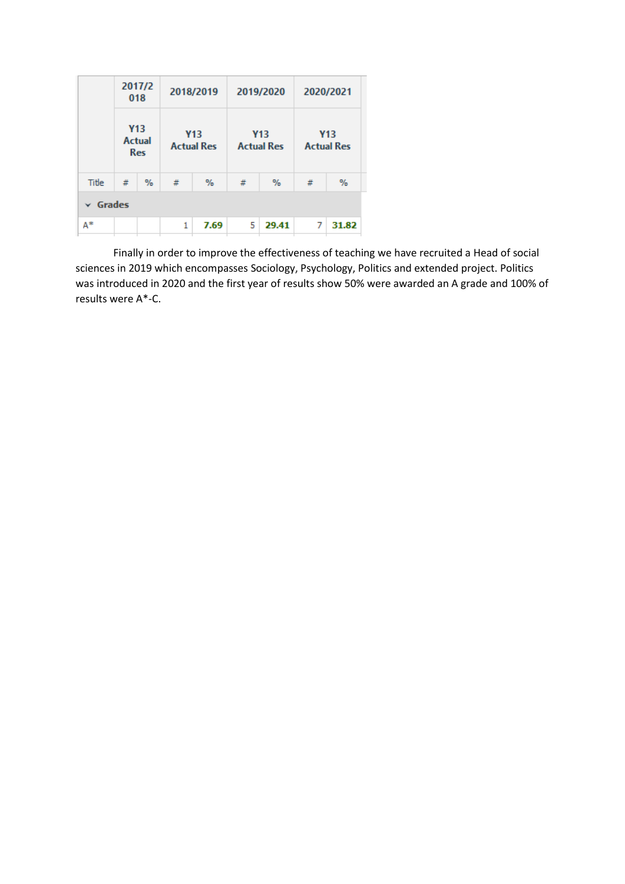| | 2017/2018 | | 2018/2019 | | 2019/2020 | | 2020/2021 | |
|---|---|---|---|---|---|---|---|---|
| | Y13 Actual Res | | Y13 Actual Res | | Y13 Actual Res | | Y13 Actual Res | |
| Title | # | % | # | % | # | % | # | % |
| Grades | | | | | | | | |
| A* | | | 1 | 7.69 | 5 | 29.41 | 7 | 31.82 |

Finally in order to improve the effectiveness of teaching we have recruited a Head of social sciences in 2019 which encompasses Sociology, Psychology, Politics and extended project. Politics was introduced in 2020 and the first year of results show 50% were awarded an A grade and 100% of results were A*-C.